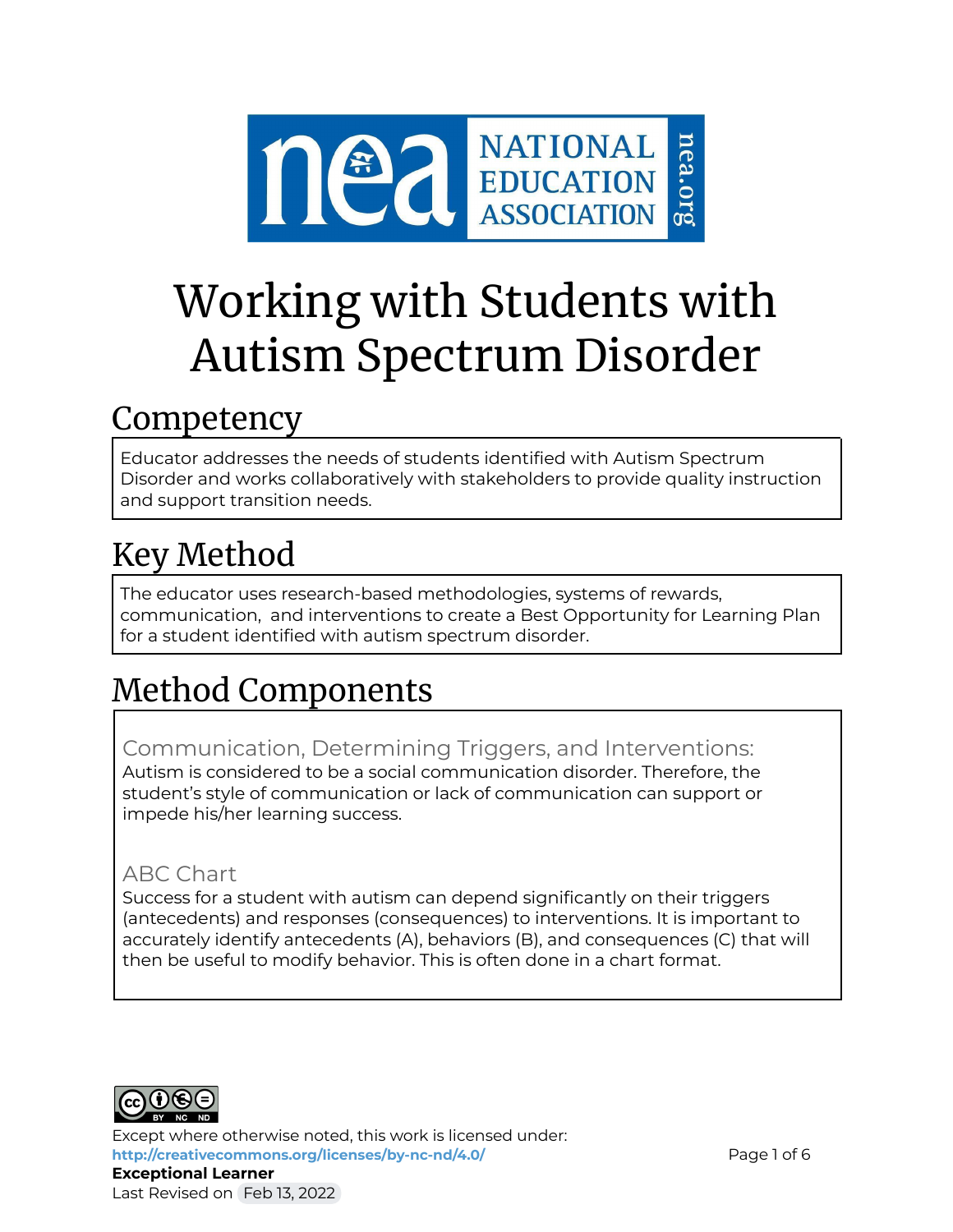# Working with Students with Autism Spectrum Disorder

## Competency

Educator addresses the needs of students identified with Autism Spectrum Disorder and works collaboratively with stakeholders to provide quality instruction and support transition needs.

## Key Method

The educator uses research-based methodologies, systems of rewards, communication, and interventions to create a Best Opportunity for Learning Plan for a student identified with autism spectrum disorder.

## Method Components

### Communication, Determining Triggers, and Interventions:

Autism is considered to be a social communication disorder. Therefore, the student's style of communication or lack of communication can support or impede his/her learning success.

### ABC Chart

Success for a student with autism can depend significantly on their triggers (antecedents) and responses (consequences) to interventions. It is important to accurately identify antecedents (A), behaviors (B), and consequences (C) that will then be useful to modify behavior. This is often done in a chart format.

Except where otherwise noted, this work is licensed under:
http://creativecommons.org/licenses/by-nc-nd/4.0/

**Exceptional Learner**

Last Revised on Feb 13, 2022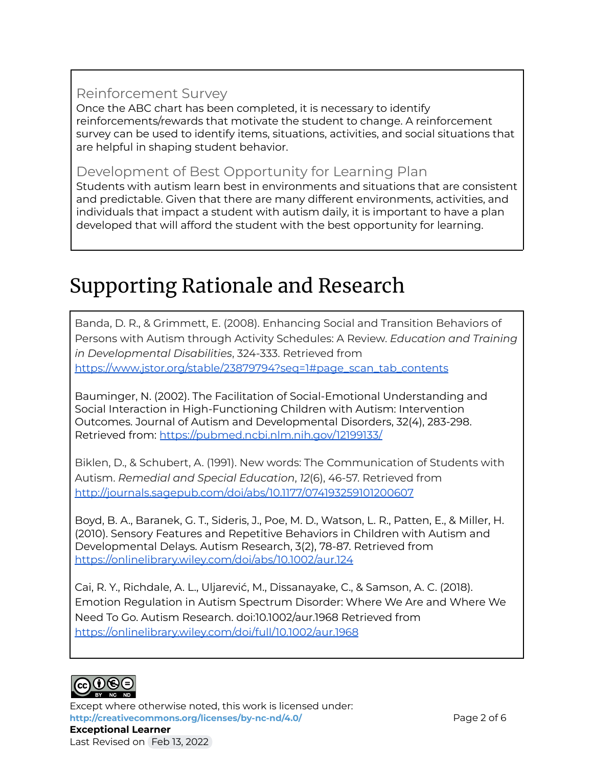### Reinforcement Survey

Once the ABC chart has been completed, it is necessary to identify reinforcements/rewards that motivate the student to change. A reinforcement survey can be used to identify items, situations, activities, and social situations that are helpful in shaping student behavior.

### Development of Best Opportunity for Learning Plan

Students with autism learn best in environments and situations that are consistent and predictable. Given that there are many different environments, activities, and individuals that impact a student with autism daily, it is important to have a plan developed that will afford the student with the best opportunity for learning.

# Supporting Rationale and Research

Banda, D. R., & Grimmett, E. (2008). Enhancing Social and Transition Behaviors of Persons with Autism through Activity Schedules: A Review. *Education and Training in Developmental Disabilities*, 324-333. Retrieved from https://www.jstor.org/stable/23879794?seq=1#page_scan_tab_contents

Bauminger, N. (2002). The Facilitation of Social-Emotional Understanding and Social Interaction in High-Functioning Children with Autism: Intervention Outcomes. Journal of Autism and Developmental Disorders, 32(4), 283-298. Retrieved from: https://pubmed.ncbi.nlm.nih.gov/12199133/

Biklen, D., & Schubert, A. (1991). New words: The Communication of Students with Autism. *Remedial and Special Education*, *12*(6), 46-57. Retrieved from http://journals.sagepub.com/doi/abs/10.1177/074193259101200607

Boyd, B. A., Baranek, G. T., Sideris, J., Poe, M. D., Watson, L. R., Patten, E., & Miller, H. (2010). Sensory Features and Repetitive Behaviors in Children with Autism and Developmental Delays. Autism Research, 3(2), 78-87. Retrieved from https://onlinelibrary.wiley.com/doi/abs/10.1002/aur.124

Cai, R. Y., Richdale, A. L., Uljarević, M., Dissanayake, C., & Samson, A. C. (2018). Emotion Regulation in Autism Spectrum Disorder: Where We Are and Where We Need To Go. Autism Research. doi:10.1002/aur.1968 Retrieved from https://onlinelibrary.wiley.com/doi/full/10.1002/aur.1968

Except where otherwise noted, this work is licensed under: http://creativecommons.org/licenses/by-nc-nd/4.0/

**Exceptional Learner**

Last Revised on Feb 13, 2022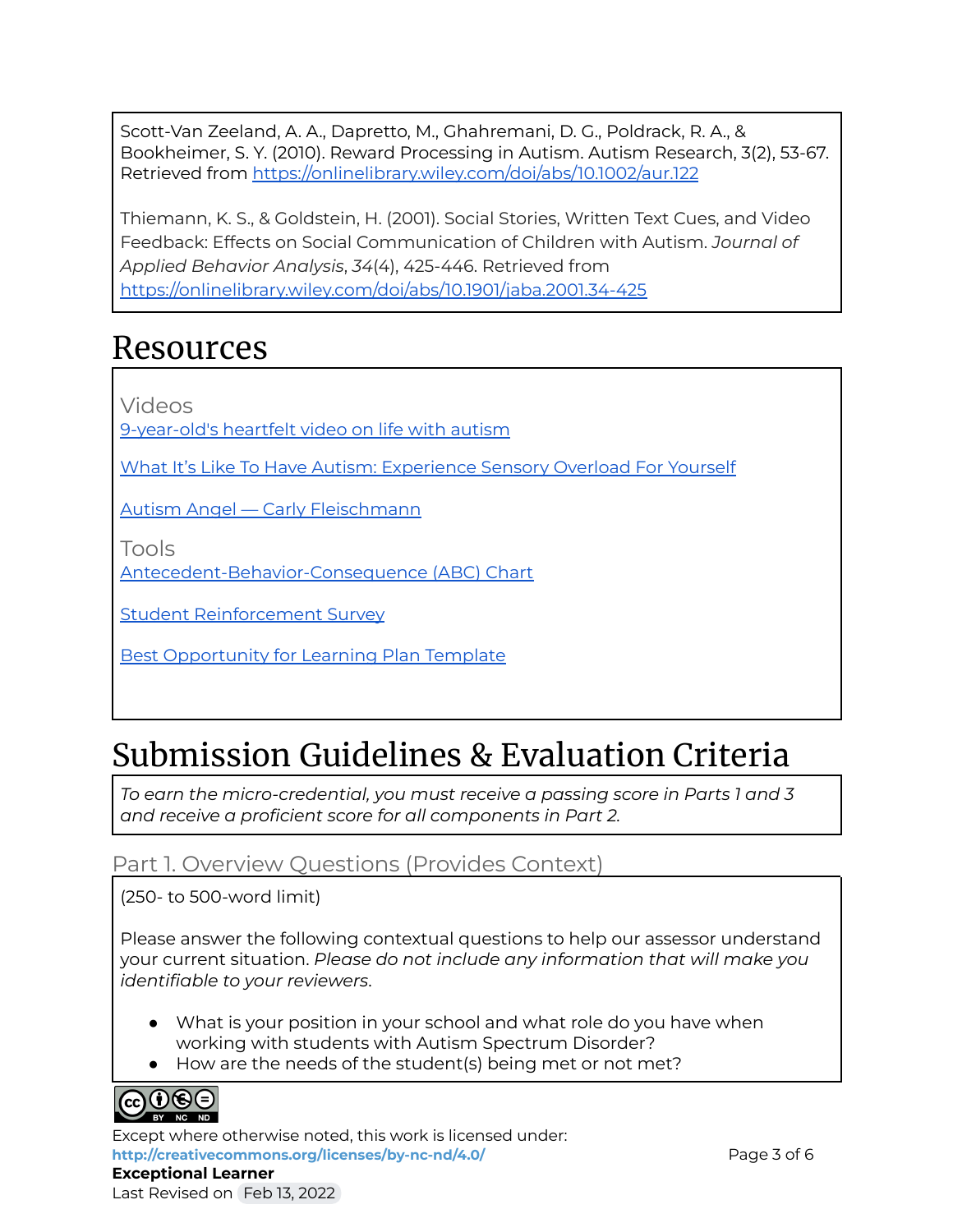Scott-Van Zeeland, A. A., Dapretto, M., Ghahremani, D. G., Poldrack, R. A., & Bookheimer, S. Y. (2010). Reward Processing in Autism. Autism Research, 3(2), 53-67. Retrieved from https://onlinelibrary.wiley.com/doi/abs/10.1002/aur.122

Thiemann, K. S., & Goldstein, H. (2001). Social Stories, Written Text Cues, and Video Feedback: Effects on Social Communication of Children with Autism. *Journal of Applied Behavior Analysis*, *34*(4), 425-446. Retrieved from https://onlinelibrary.wiley.com/doi/abs/10.1901/jaba.2001.34-425

# Resources

### Videos

9-year-old's heartfelt video on life with autism

What It's Like To Have Autism: Experience Sensory Overload For Yourself

Autism Angel — Carly Fleischmann

### Tools

Antecedent-Behavior-Consequence (ABC) Chart

Student Reinforcement Survey

Best Opportunity for Learning Plan Template

# Submission Guidelines & Evaluation Criteria

*To earn the micro-credential, you must receive a passing score in Parts 1 and 3 and receive a proficient score for all components in Part 2.*

## Part 1. Overview Questions (Provides Context)

(250- to 500-word limit)

Please answer the following contextual questions to help our assessor understand your current situation. *Please do not include any information that will make you identifiable to your reviewers.*

- What is your position in your school and what role do you have when working with students with Autism Spectrum Disorder?
- How are the needs of the student(s) being met or not met?

Except where otherwise noted, this work is licensed under:
**http://creativecommons.org/licenses/by-nc-nd/4.0/**
**Exceptional Learner**
Last Revised on Feb 13, 2022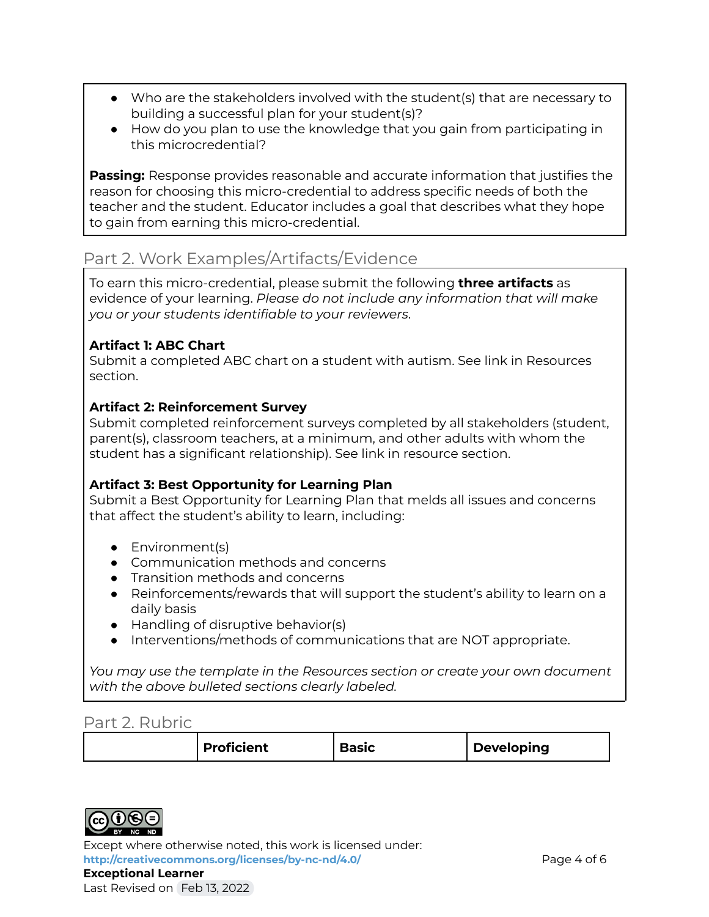- Who are the stakeholders involved with the student(s) that are necessary to building a successful plan for your student(s)?
- How do you plan to use the knowledge that you gain from participating in this microcredential?

**Passing:** Response provides reasonable and accurate information that justifies the reason for choosing this micro-credential to address specific needs of both the teacher and the student. Educator includes a goal that describes what they hope to gain from earning this micro-credential.

## Part 2. Work Examples/Artifacts/Evidence

To earn this micro-credential, please submit the following **three artifacts** as evidence of your learning. *Please do not include any information that will make you or your students identifiable to your reviewers.*

**Artifact 1: ABC Chart**
Submit a completed ABC chart on a student with autism. See link in Resources section.

**Artifact 2: Reinforcement Survey**
Submit completed reinforcement surveys completed by all stakeholders (student, parent(s), classroom teachers, at a minimum, and other adults with whom the student has a significant relationship). See link in resource section.

**Artifact 3: Best Opportunity for Learning Plan**
Submit a Best Opportunity for Learning Plan that melds all issues and concerns that affect the student's ability to learn, including:

- Environment(s)
- Communication methods and concerns
- Transition methods and concerns
- Reinforcements/rewards that will support the student's ability to learn on a daily basis
- Handling of disruptive behavior(s)
- Interventions/methods of communications that are NOT appropriate.

*You may use the template in the Resources section or create your own document with the above bulleted sections clearly labeled.*

## Part 2. Rubric

| | **Proficient** | **Basic** | **Developing** |
|---|---|---|---|

Except where otherwise noted, this work is licensed under:
http://creativecommons.org/licenses/by-nc-nd/4.0/
**Exceptional Learner**
Last Revised on Feb 13, 2022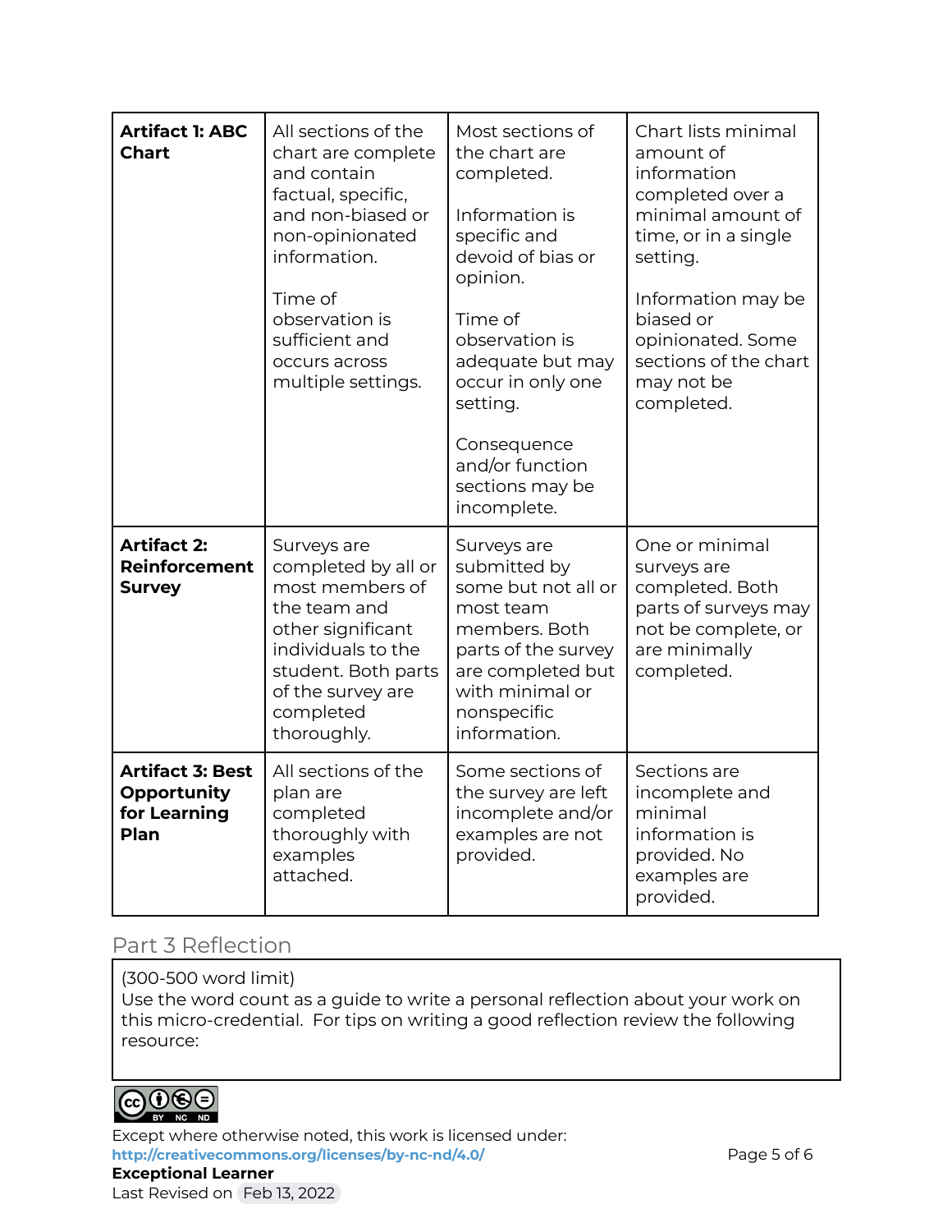| Artifact 1: ABC Chart | All sections of the chart are complete and contain factual, specific, and non-biased or non-opinionated information.<br><br>Time of observation is sufficient and occurs across multiple settings. | Most sections of the chart are completed.<br><br>Information is specific and devoid of bias or opinion.<br><br>Time of observation is adequate but may occur in only one setting.<br><br>Consequence and/or function sections may be incomplete. | Chart lists minimal amount of information completed over a minimal amount of time, or in a single setting.<br><br>Information may be biased or opinionated. Some sections of the chart may not be completed. |
|---|---|---|---|
| **Artifact 2: Reinforcement Survey** | Surveys are completed by all or most members of the team and other significant individuals to the student. Both parts of the survey are completed thoroughly. | Surveys are submitted by some but not all or most team members. Both parts of the survey are completed but with minimal or nonspecific information. | One or minimal surveys are completed. Both parts of surveys may not be complete, or are minimally completed. |
| **Artifact 3: Best Opportunity for Learning Plan** | All sections of the plan are completed thoroughly with examples attached. | Some sections of the survey are left incomplete and/or examples are not provided. | Sections are incomplete and minimal information is provided. No examples are provided. |

## Part 3 Reflection

(300-500 word limit)
Use the word count as a guide to write a personal reflection about your work on this micro-credential. For tips on writing a good reflection review the following resource:

Except where otherwise noted, this work is licensed under:
http://creativecommons.org/licenses/by-nc-nd/4.0/

**Exceptional Learner**
Last Revised on Feb 13, 2022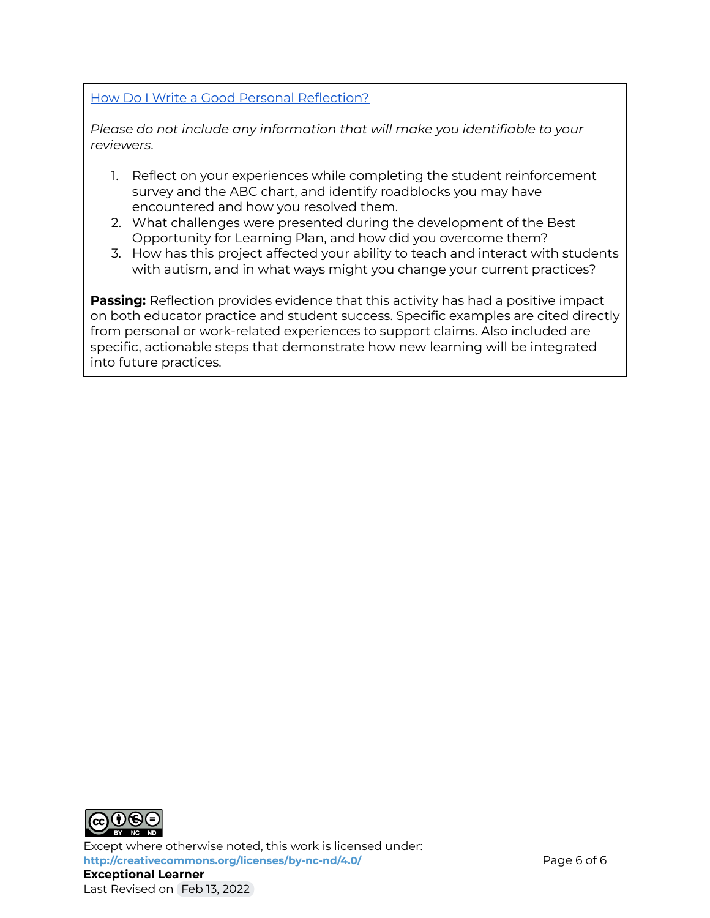[How Do I Write a Good Personal Reflection?]

*Please do not include any information that will make you identifiable to your reviewers.*

1. Reflect on your experiences while completing the student reinforcement survey and the ABC chart, and identify roadblocks you may have encountered and how you resolved them.
2. What challenges were presented during the development of the Best Opportunity for Learning Plan, and how did you overcome them?
3. How has this project affected your ability to teach and interact with students with autism, and in what ways might you change your current practices?

**Passing:** Reflection provides evidence that this activity has had a positive impact on both educator practice and student success. Specific examples are cited directly from personal or work-related experiences to support claims. Also included are specific, actionable steps that demonstrate how new learning will be integrated into future practices.

Except where otherwise noted, this work is licensed under:
**http://creativecommons.org/licenses/by-nc-nd/4.0/**
**Exceptional Learner**
Last Revised on Feb 13, 2022